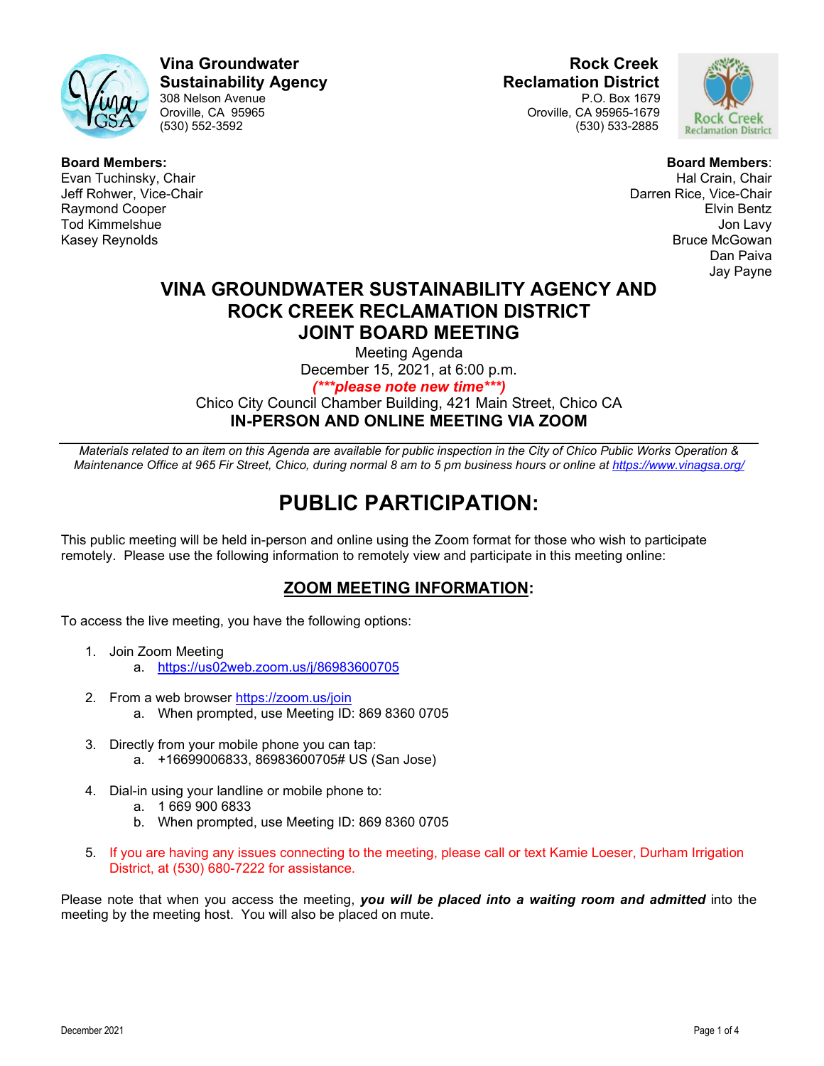**Vina Groundwater Sustainability Agency**
308 Nelson Avenue
Oroville, CA 95965
(530) 552-3592

**Rock Creek Reclamation District**
P.O. Box 1679
Oroville, CA 95965-1679
(530) 533-2885

**Board Members:**
Evan Tuchinsky, Chair
Jeff Rohwer, Vice-Chair
Raymond Cooper
Tod Kimmelshue
Kasey Reynolds

**Board Members**:
Hal Crain, Chair
Darren Rice, Vice-Chair
Elvin Bentz
Jon Lavy
Bruce McGowan
Dan Paiva
Jay Payne

# VINA GROUNDWATER SUSTAINABILITY AGENCY AND ROCK CREEK RECLAMATION DISTRICT JOINT BOARD MEETING

Meeting Agenda
December 15, 2021, at 6:00 p.m.
***(\*\*\*please note new time\*\*\*)***
Chico City Council Chamber Building, 421 Main Street, Chico CA
**IN-PERSON AND ONLINE MEETING VIA ZOOM**

---

*Materials related to an item on this Agenda are available for public inspection in the City of Chico Public Works Operation & Maintenance Office at 965 Fir Street, Chico, during normal 8 am to 5 pm business hours or online at https://www.vinagsa.org/*

# PUBLIC PARTICIPATION:

This public meeting will be held in-person and online using the Zoom format for those who wish to participate remotely. Please use the following information to remotely view and participate in this meeting online:

## ZOOM MEETING INFORMATION:

To access the live meeting, you have the following options:

1. Join Zoom Meeting
   a. https://us02web.zoom.us/j/86983600705
2. From a web browser https://zoom.us/join
   a. When prompted, use Meeting ID: 869 8360 0705
3. Directly from your mobile phone you can tap:
   a. +16699006833, 86983600705# US (San Jose)
4. Dial-in using your landline or mobile phone to:
   a. 1 669 900 6833
   b. When prompted, use Meeting ID: 869 8360 0705
5. If you are having any issues connecting to the meeting, please call or text Kamie Loeser, Durham Irrigation District, at (530) 680-7222 for assistance.

Please note that when you access the meeting, ***you will be placed into a waiting room and admitted*** into the meeting by the meeting host. You will also be placed on mute.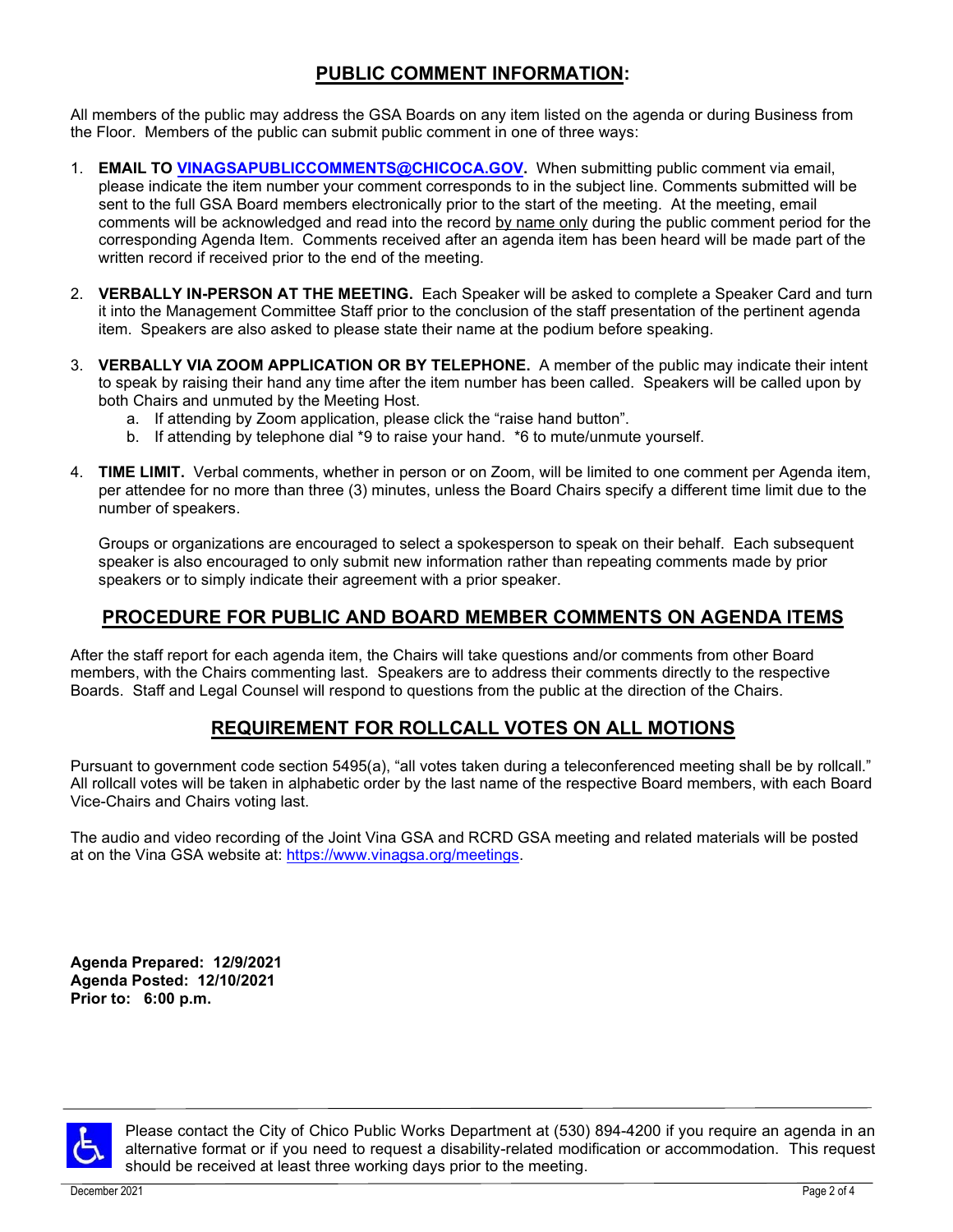## PUBLIC COMMENT INFORMATION:

All members of the public may address the GSA Boards on any item listed on the agenda or during Business from the Floor. Members of the public can submit public comment in one of three ways:

1. **EMAIL TO VINAGSAPUBLICCOMMENTS@CHICOCA.GOV.** When submitting public comment via email, please indicate the item number your comment corresponds to in the subject line. Comments submitted will be sent to the full GSA Board members electronically prior to the start of the meeting. At the meeting, email comments will be acknowledged and read into the record by name only during the public comment period for the corresponding Agenda Item. Comments received after an agenda item has been heard will be made part of the written record if received prior to the end of the meeting.

2. **VERBALLY IN-PERSON AT THE MEETING.** Each Speaker will be asked to complete a Speaker Card and turn it into the Management Committee Staff prior to the conclusion of the staff presentation of the pertinent agenda item. Speakers are also asked to please state their name at the podium before speaking.

3. **VERBALLY VIA ZOOM APPLICATION OR BY TELEPHONE.** A member of the public may indicate their intent to speak by raising their hand any time after the item number has been called. Speakers will be called upon by both Chairs and unmuted by the Meeting Host.
   a. If attending by Zoom application, please click the "raise hand button".
   b. If attending by telephone dial *9 to raise your hand. *6 to mute/unmute yourself.

4. **TIME LIMIT.** Verbal comments, whether in person or on Zoom, will be limited to one comment per Agenda item, per attendee for no more than three (3) minutes, unless the Board Chairs specify a different time limit due to the number of speakers.

   Groups or organizations are encouraged to select a spokesperson to speak on their behalf. Each subsequent speaker is also encouraged to only submit new information rather than repeating comments made by prior speakers or to simply indicate their agreement with a prior speaker.

## PROCEDURE FOR PUBLIC AND BOARD MEMBER COMMENTS ON AGENDA ITEMS

After the staff report for each agenda item, the Chairs will take questions and/or comments from other Board members, with the Chairs commenting last. Speakers are to address their comments directly to the respective Boards. Staff and Legal Counsel will respond to questions from the public at the direction of the Chairs.

## REQUIREMENT FOR ROLLCALL VOTES ON ALL MOTIONS

Pursuant to government code section 5495(a), "all votes taken during a teleconferenced meeting shall be by rollcall." All rollcall votes will be taken in alphabetic order by the last name of the respective Board members, with each Board Vice-Chairs and Chairs voting last.

The audio and video recording of the Joint Vina GSA and RCRD GSA meeting and related materials will be posted at on the Vina GSA website at: https://www.vinagsa.org/meetings.

**Agenda Prepared: 12/9/2021**
**Agenda Posted: 12/10/2021**
**Prior to: 6:00 p.m.**

Please contact the City of Chico Public Works Department at (530) 894-4200 if you require an agenda in an alternative format or if you need to request a disability-related modification or accommodation. This request should be received at least three working days prior to the meeting.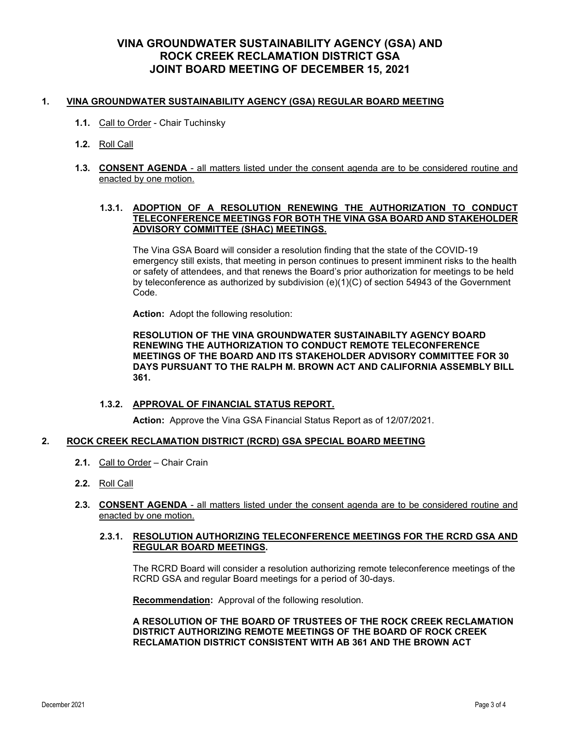# VINA GROUNDWATER SUSTAINABILITY AGENCY (GSA) AND ROCK CREEK RECLAMATION DISTRICT GSA JOINT BOARD MEETING OF DECEMBER 15, 2021

## 1. VINA GROUNDWATER SUSTAINABILITY AGENCY (GSA) REGULAR BOARD MEETING

**1.1.** Call to Order - Chair Tuchinsky

**1.2.** Roll Call

**1.3.** **CONSENT AGENDA** - all matters listed under the consent agenda are to be considered routine and enacted by one motion.

### 1.3.1. ADOPTION OF A RESOLUTION RENEWING THE AUTHORIZATION TO CONDUCT TELECONFERENCE MEETINGS FOR BOTH THE VINA GSA BOARD AND STAKEHOLDER ADVISORY COMMITTEE (SHAC) MEETINGS.

The Vina GSA Board will consider a resolution finding that the state of the COVID-19 emergency still exists, that meeting in person continues to present imminent risks to the health or safety of attendees, and that renews the Board's prior authorization for meetings to be held by teleconference as authorized by subdivision (e)(1)(C) of section 54943 of the Government Code.

**Action:** Adopt the following resolution:

**RESOLUTION OF THE VINA GROUNDWATER SUSTAINABILTY AGENCY BOARD RENEWING THE AUTHORIZATION TO CONDUCT REMOTE TELECONFERENCE MEETINGS OF THE BOARD AND ITS STAKEHOLDER ADVISORY COMMITTEE FOR 30 DAYS PURSUANT TO THE RALPH M. BROWN ACT AND CALIFORNIA ASSEMBLY BILL 361.**

### 1.3.2. APPROVAL OF FINANCIAL STATUS REPORT.

**Action:** Approve the Vina GSA Financial Status Report as of 12/07/2021.

## 2. ROCK CREEK RECLAMATION DISTRICT (RCRD) GSA SPECIAL BOARD MEETING

**2.1.** Call to Order – Chair Crain

**2.2.** Roll Call

**2.3.** **CONSENT AGENDA** - all matters listed under the consent agenda are to be considered routine and enacted by one motion.

### 2.3.1. RESOLUTION AUTHORIZING TELECONFERENCE MEETINGS FOR THE RCRD GSA AND REGULAR BOARD MEETINGS.

The RCRD Board will consider a resolution authorizing remote teleconference meetings of the RCRD GSA and regular Board meetings for a period of 30-days.

**Recommendation:** Approval of the following resolution.

**A RESOLUTION OF THE BOARD OF TRUSTEES OF THE ROCK CREEK RECLAMATION DISTRICT AUTHORIZING REMOTE MEETINGS OF THE BOARD OF ROCK CREEK RECLAMATION DISTRICT CONSISTENT WITH AB 361 AND THE BROWN ACT**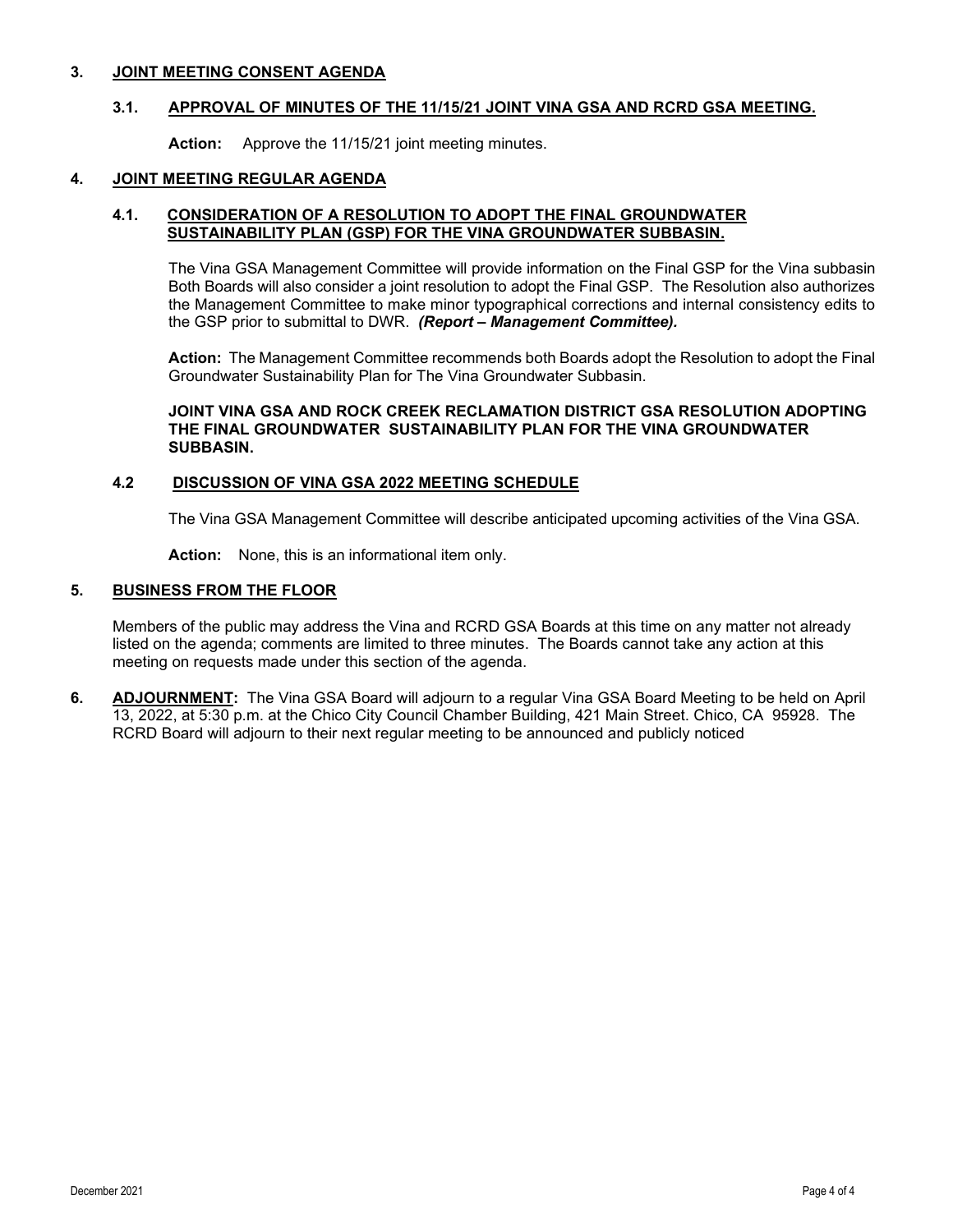## 3. JOINT MEETING CONSENT AGENDA

### 3.1. APPROVAL OF MINUTES OF THE 11/15/21 JOINT VINA GSA AND RCRD GSA MEETING.

**Action:** Approve the 11/15/21 joint meeting minutes.

## 4. JOINT MEETING REGULAR AGENDA

### 4.1. CONSIDERATION OF A RESOLUTION TO ADOPT THE FINAL GROUNDWATER SUSTAINABILITY PLAN (GSP) FOR THE VINA GROUNDWATER SUBBASIN.

The Vina GSA Management Committee will provide information on the Final GSP for the Vina subbasin Both Boards will also consider a joint resolution to adopt the Final GSP. The Resolution also authorizes the Management Committee to make minor typographical corrections and internal consistency edits to the GSP prior to submittal to DWR. ***(Report – Management Committee).***

**Action:** The Management Committee recommends both Boards adopt the Resolution to adopt the Final Groundwater Sustainability Plan for The Vina Groundwater Subbasin.

**JOINT VINA GSA AND ROCK CREEK RECLAMATION DISTRICT GSA RESOLUTION ADOPTING THE FINAL GROUNDWATER SUSTAINABILITY PLAN FOR THE VINA GROUNDWATER SUBBASIN.**

### 4.2 DISCUSSION OF VINA GSA 2022 MEETING SCHEDULE

The Vina GSA Management Committee will describe anticipated upcoming activities of the Vina GSA.

**Action:** None, this is an informational item only.

## 5. BUSINESS FROM THE FLOOR

Members of the public may address the Vina and RCRD GSA Boards at this time on any matter not already listed on the agenda; comments are limited to three minutes. The Boards cannot take any action at this meeting on requests made under this section of the agenda.

## 6. ADJOURNMENT:

The Vina GSA Board will adjourn to a regular Vina GSA Board Meeting to be held on April 13, 2022, at 5:30 p.m. at the Chico City Council Chamber Building, 421 Main Street. Chico, CA 95928. The RCRD Board will adjourn to their next regular meeting to be announced and publicly noticed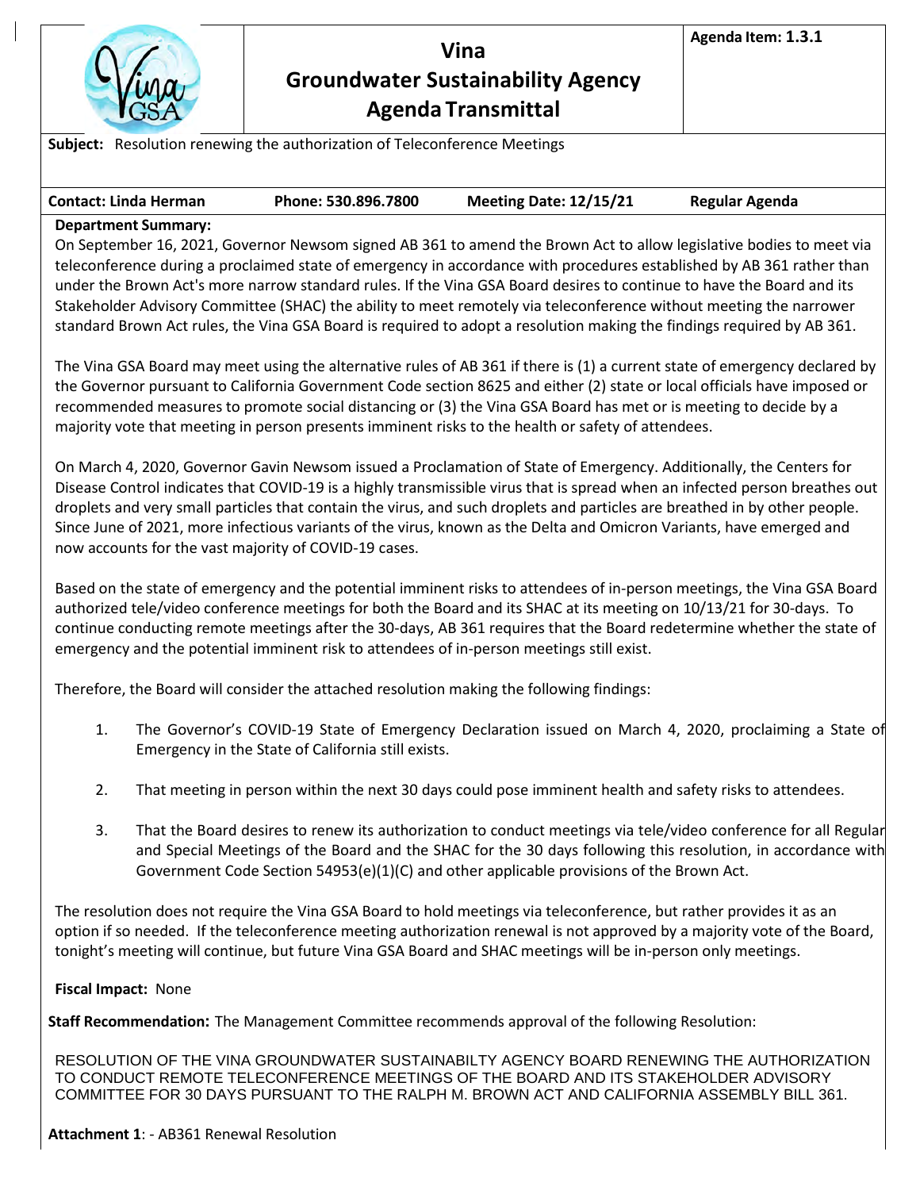# Vina Groundwater Sustainability Agency Agenda Transmittal

**Agenda Item: 1.3.1**

**Subject:** Resolution renewing the authorization of Teleconference Meetings

| **Contact: Linda Herman** | **Phone: 530.896.7800** | **Meeting Date: 12/15/21** | **Regular Agenda** |
|---|---|---|---|

**Department Summary:**

On September 16, 2021, Governor Newsom signed AB 361 to amend the Brown Act to allow legislative bodies to meet via teleconference during a proclaimed state of emergency in accordance with procedures established by AB 361 rather than under the Brown Act's more narrow standard rules. If the Vina GSA Board desires to continue to have the Board and its Stakeholder Advisory Committee (SHAC) the ability to meet remotely via teleconference without meeting the narrower standard Brown Act rules, the Vina GSA Board is required to adopt a resolution making the findings required by AB 361.

The Vina GSA Board may meet using the alternative rules of AB 361 if there is (1) a current state of emergency declared by the Governor pursuant to California Government Code section 8625 and either (2) state or local officials have imposed or recommended measures to promote social distancing or (3) the Vina GSA Board has met or is meeting to decide by a majority vote that meeting in person presents imminent risks to the health or safety of attendees.

On March 4, 2020, Governor Gavin Newsom issued a Proclamation of State of Emergency. Additionally, the Centers for Disease Control indicates that COVID-19 is a highly transmissible virus that is spread when an infected person breathes out droplets and very small particles that contain the virus, and such droplets and particles are breathed in by other people. Since June of 2021, more infectious variants of the virus, known as the Delta and Omicron Variants, have emerged and now accounts for the vast majority of COVID-19 cases.

Based on the state of emergency and the potential imminent risks to attendees of in-person meetings, the Vina GSA Board authorized tele/video conference meetings for both the Board and its SHAC at its meeting on 10/13/21 for 30-days. To continue conducting remote meetings after the 30-days, AB 361 requires that the Board redetermine whether the state of emergency and the potential imminent risk to attendees of in-person meetings still exist.

Therefore, the Board will consider the attached resolution making the following findings:

1. The Governor's COVID-19 State of Emergency Declaration issued on March 4, 2020, proclaiming a State of Emergency in the State of California still exists.

2. That meeting in person within the next 30 days could pose imminent health and safety risks to attendees.

3. That the Board desires to renew its authorization to conduct meetings via tele/video conference for all Regular and Special Meetings of the Board and the SHAC for the 30 days following this resolution, in accordance with Government Code Section 54953(e)(1)(C) and other applicable provisions of the Brown Act.

The resolution does not require the Vina GSA Board to hold meetings via teleconference, but rather provides it as an option if so needed. If the teleconference meeting authorization renewal is not approved by a majority vote of the Board, tonight's meeting will continue, but future Vina GSA Board and SHAC meetings will be in-person only meetings.

**Fiscal Impact:** None

**Staff Recommendation:** The Management Committee recommends approval of the following Resolution:

RESOLUTION OF THE VINA GROUNDWATER SUSTAINABILTY AGENCY BOARD RENEWING THE AUTHORIZATION TO CONDUCT REMOTE TELECONFERENCE MEETINGS OF THE BOARD AND ITS STAKEHOLDER ADVISORY COMMITTEE FOR 30 DAYS PURSUANT TO THE RALPH M. BROWN ACT AND CALIFORNIA ASSEMBLY BILL 361.

**Attachment 1**: - AB361 Renewal Resolution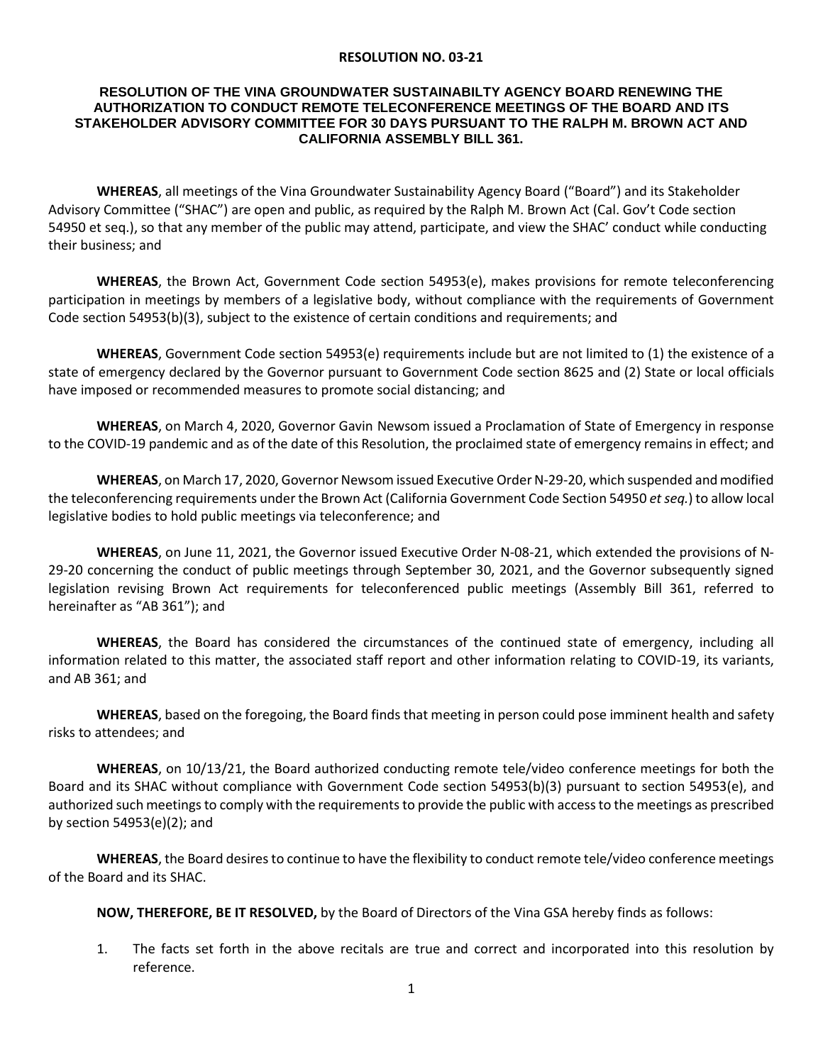**RESOLUTION NO. 03-21**

**RESOLUTION OF THE VINA GROUNDWATER SUSTAINABILTY AGENCY BOARD RENEWING THE AUTHORIZATION TO CONDUCT REMOTE TELECONFERENCE MEETINGS OF THE BOARD AND ITS STAKEHOLDER ADVISORY COMMITTEE FOR 30 DAYS PURSUANT TO THE RALPH M. BROWN ACT AND CALIFORNIA ASSEMBLY BILL 361.**

**WHEREAS**, all meetings of the Vina Groundwater Sustainability Agency Board ("Board") and its Stakeholder Advisory Committee ("SHAC") are open and public, as required by the Ralph M. Brown Act (Cal. Gov't Code section 54950 et seq.), so that any member of the public may attend, participate, and view the SHAC' conduct while conducting their business; and

**WHEREAS**, the Brown Act, Government Code section 54953(e), makes provisions for remote teleconferencing participation in meetings by members of a legislative body, without compliance with the requirements of Government Code section 54953(b)(3), subject to the existence of certain conditions and requirements; and

**WHEREAS**, Government Code section 54953(e) requirements include but are not limited to (1) the existence of a state of emergency declared by the Governor pursuant to Government Code section 8625 and (2) State or local officials have imposed or recommended measures to promote social distancing; and

**WHEREAS**, on March 4, 2020, Governor Gavin Newsom issued a Proclamation of State of Emergency in response to the COVID-19 pandemic and as of the date of this Resolution, the proclaimed state of emergency remains in effect; and

**WHEREAS**, on March 17, 2020, Governor Newsom issued Executive Order N-29-20, which suspended and modified the teleconferencing requirements under the Brown Act (California Government Code Section 54950 *et seq.*) to allow local legislative bodies to hold public meetings via teleconference; and

**WHEREAS**, on June 11, 2021, the Governor issued Executive Order N-08-21, which extended the provisions of N-29-20 concerning the conduct of public meetings through September 30, 2021, and the Governor subsequently signed legislation revising Brown Act requirements for teleconferenced public meetings (Assembly Bill 361, referred to hereinafter as "AB 361"); and

**WHEREAS**, the Board has considered the circumstances of the continued state of emergency, including all information related to this matter, the associated staff report and other information relating to COVID-19, its variants, and AB 361; and

**WHEREAS**, based on the foregoing, the Board finds that meeting in person could pose imminent health and safety risks to attendees; and

**WHEREAS**, on 10/13/21, the Board authorized conducting remote tele/video conference meetings for both the Board and its SHAC without compliance with Government Code section 54953(b)(3) pursuant to section 54953(e), and authorized such meetings to comply with the requirements to provide the public with access to the meetings as prescribed by section 54953(e)(2); and

**WHEREAS**, the Board desires to continue to have the flexibility to conduct remote tele/video conference meetings of the Board and its SHAC.

**NOW, THEREFORE, BE IT RESOLVED,** by the Board of Directors of the Vina GSA hereby finds as follows:

1. The facts set forth in the above recitals are true and correct and incorporated into this resolution by reference.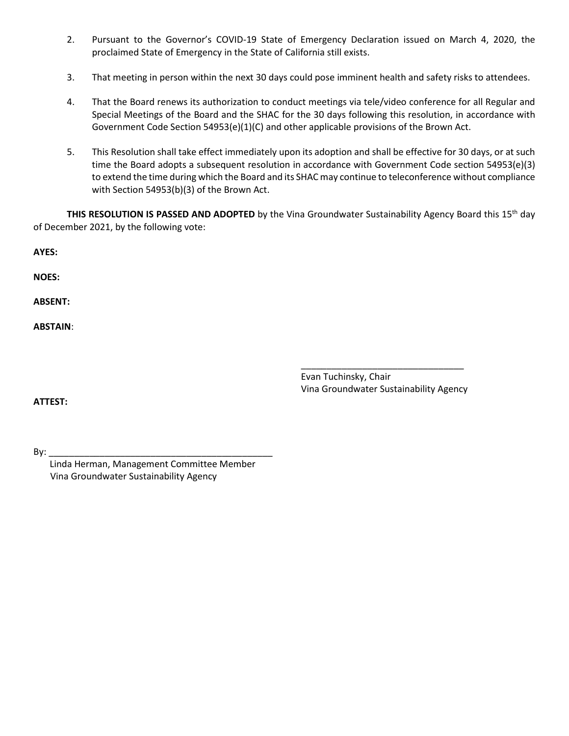2. Pursuant to the Governor's COVID-19 State of Emergency Declaration issued on March 4, 2020, the proclaimed State of Emergency in the State of California still exists.

3. That meeting in person within the next 30 days could pose imminent health and safety risks to attendees.

4. That the Board renews its authorization to conduct meetings via tele/video conference for all Regular and Special Meetings of the Board and the SHAC for the 30 days following this resolution, in accordance with Government Code Section 54953(e)(1)(C) and other applicable provisions of the Brown Act.

5. This Resolution shall take effect immediately upon its adoption and shall be effective for 30 days, or at such time the Board adopts a subsequent resolution in accordance with Government Code section 54953(e)(3) to extend the time during which the Board and its SHAC may continue to teleconference without compliance with Section 54953(b)(3) of the Brown Act.

**THIS RESOLUTION IS PASSED AND ADOPTED** by the Vina Groundwater Sustainability Agency Board this 15th day of December 2021, by the following vote:

**AYES:**

**NOES:**

**ABSENT:**

**ABSTAIN**:

_________________________________
Evan Tuchinsky, Chair
Vina Groundwater Sustainability Agency

**ATTEST:**

By: _____________________________________________
Linda Herman, Management Committee Member
Vina Groundwater Sustainability Agency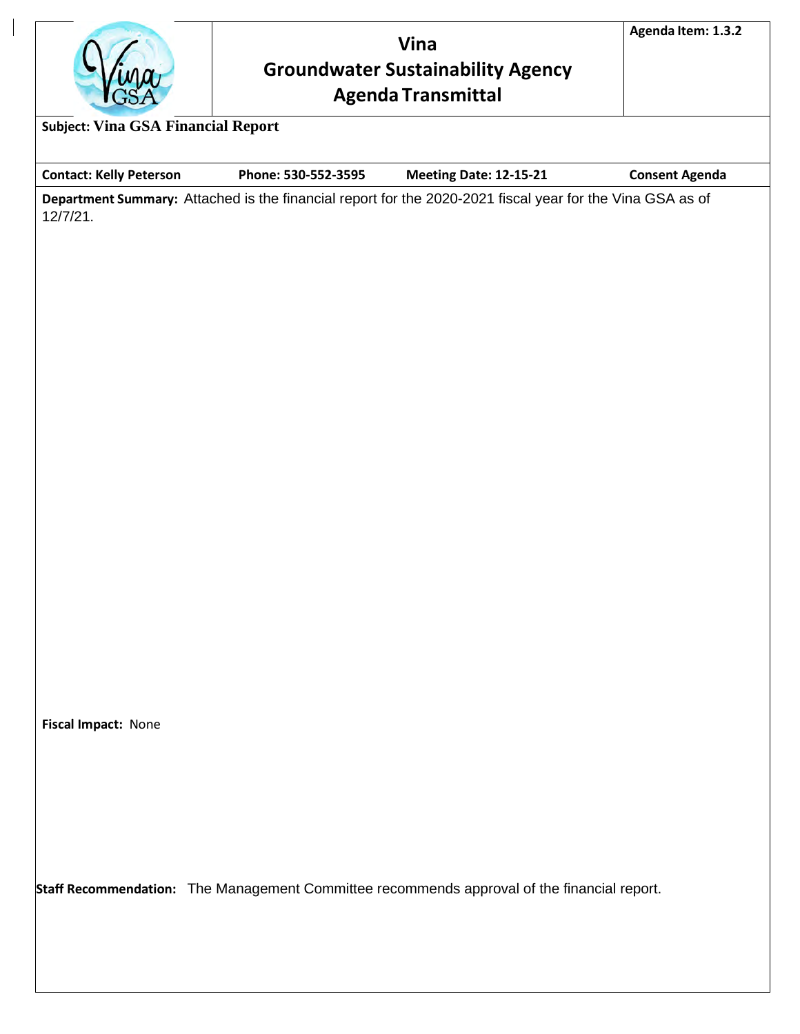# Vina Groundwater Sustainability Agency Agenda Transmittal

**Agenda Item: 1.3.2**

**Subject: Vina GSA Financial Report**

| **Contact: Kelly Peterson** | **Phone: 530-552-3595** | **Meeting Date: 12-15-21** | **Consent Agenda** |
|---|---|---|---|

**Department Summary:** Attached is the financial report for the 2020-2021 fiscal year for the Vina GSA as of 12/7/21.

**Fiscal Impact:** None

**Staff Recommendation:** The Management Committee recommends approval of the financial report.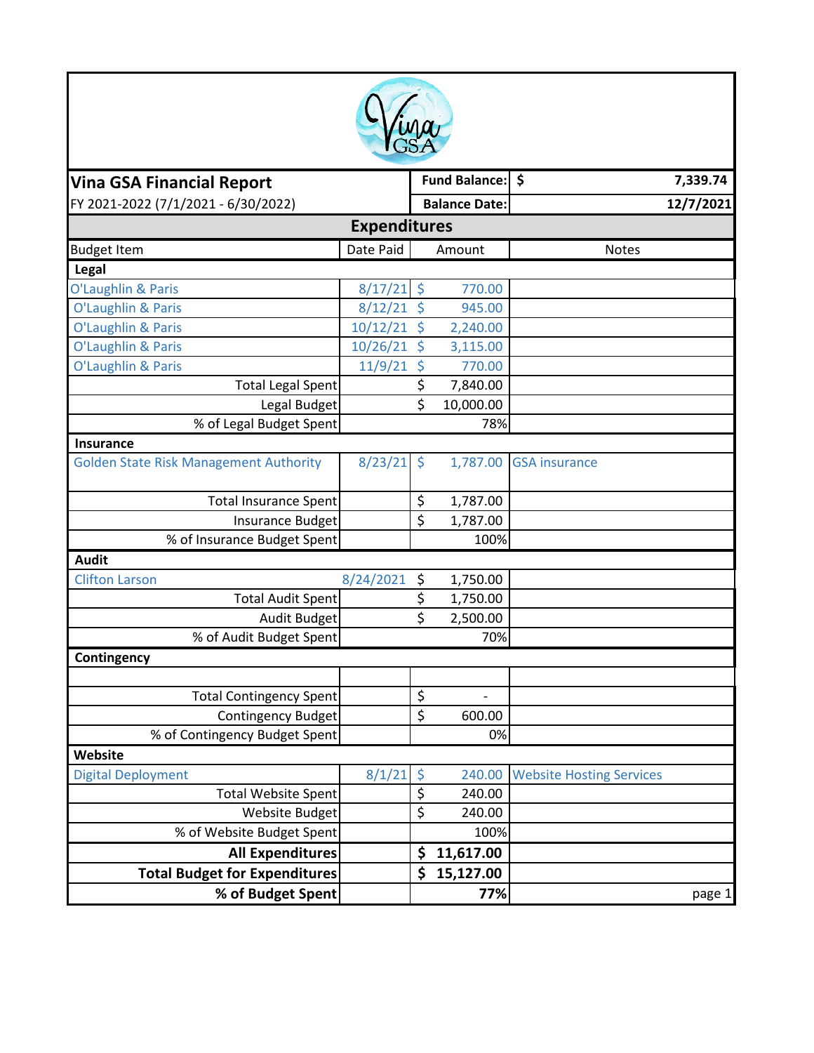# Vina GSA Financial Report

FY 2021-2022 (7/1/2021 - 6/30/2022)

**Fund Balance:** $ 7,339.74

**Balance Date:** 12/7/2021

## Expenditures

| Budget Item | Date Paid | Amount | Notes |
|---|---|---|---|
| **Legal** | | | |
| O'Laughlin & Paris | 8/17/21 | $ 770.00 | |
| O'Laughlin & Paris | 8/12/21 | $ 945.00 | |
| O'Laughlin & Paris | 10/12/21 | $ 2,240.00 | |
| O'Laughlin & Paris | 10/26/21 | $ 3,115.00 | |
| O'Laughlin & Paris | 11/9/21 | $ 770.00 | |
| Total Legal Spent | | $ 7,840.00 | |
| Legal Budget | | $ 10,000.00 | |
| % of Legal Budget Spent | | 78% | |
| **Insurance** | | | |
| Golden State Risk Management Authority | 8/23/21 | $ 1,787.00 | GSA insurance |
| Total Insurance Spent | | $ 1,787.00 | |
| Insurance Budget | | $ 1,787.00 | |
| % of Insurance Budget Spent | | 100% | |
| **Audit** | | | |
| Clifton Larson | 8/24/2021 | $ 1,750.00 | |
| Total Audit Spent | | $ 1,750.00 | |
| Audit Budget | | $ 2,500.00 | |
| % of Audit Budget Spent | | 70% | |
| **Contingency** | | | |
| | | | |
| Total Contingency Spent | | $ - | |
| Contingency Budget | | $ 600.00 | |
| % of Contingency Budget Spent | | 0% | |
| **Website** | | | |
| Digital Deployment | 8/1/21 | $ 240.00 | Website Hosting Services |
| Total Website Spent | | $ 240.00 | |
| Website Budget | | $ 240.00 | |
| % of Website Budget Spent | | 100% | |
| **All Expenditures** | | **$ 11,617.00** | |
| **Total Budget for Expenditures** | | **$ 15,127.00** | |
| **% of Budget Spent** | | **77%** | |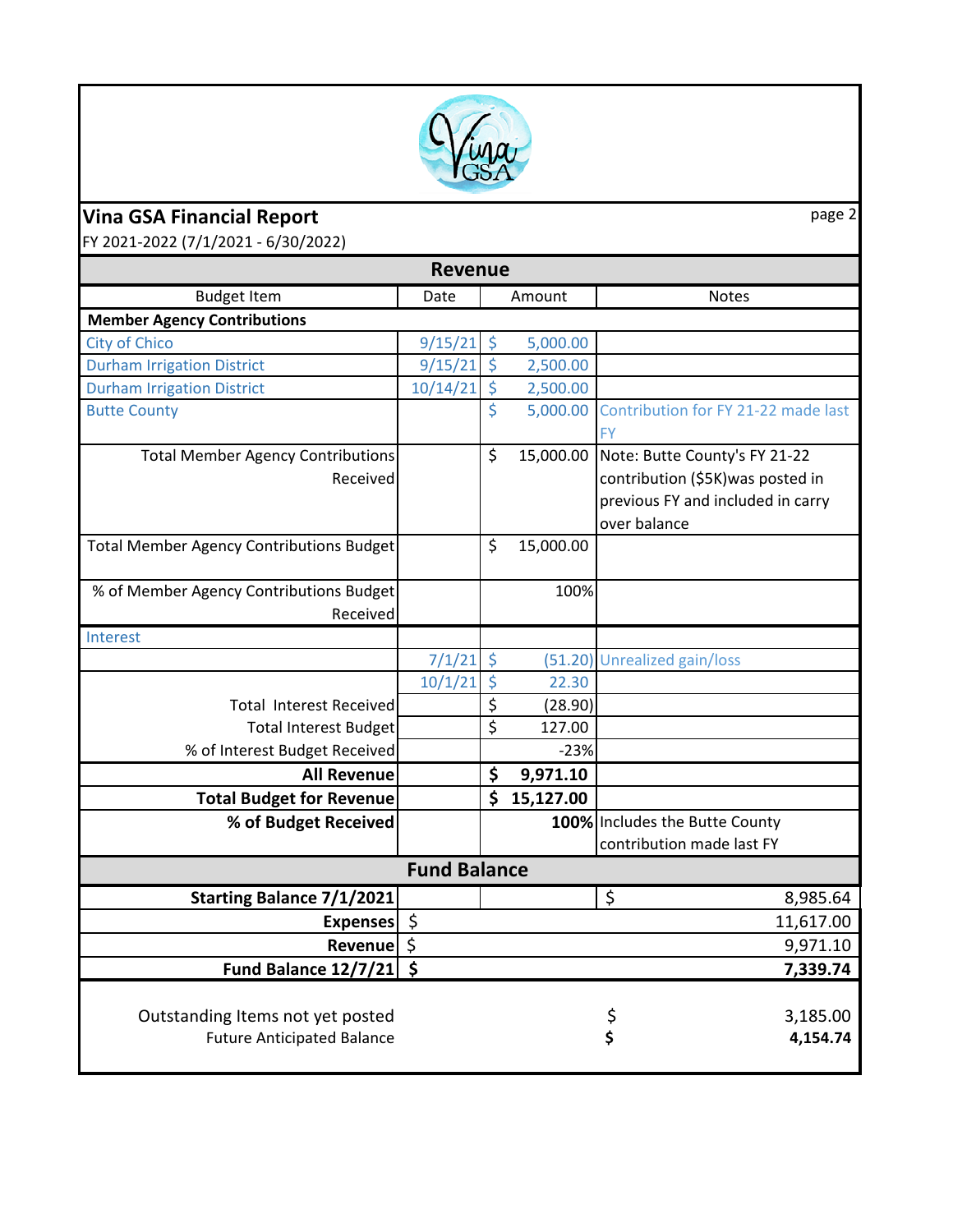## Vina GSA Financial Report

FY 2021-2022 (7/1/2021 - 6/30/2022)

| Budget Item | Date | Amount | Notes |
|---|---|---|---|
| **Revenue** | | | |
| **Member Agency Contributions** | | | |
| City of Chico | 9/15/21 | $ 5,000.00 | |
| Durham Irrigation District | 9/15/21 | $ 2,500.00 | |
| Durham Irrigation District | 10/14/21 | $ 2,500.00 | |
| Butte County | | $ 5,000.00 | Contribution for FY 21-22 made last FY |
| Total Member Agency Contributions Received | | $ 15,000.00 | Note: Butte County's FY 21-22 contribution ($5K)was posted in previous FY and included in carry over balance |
| Total Member Agency Contributions Budget | | $ 15,000.00 | |
| % of Member Agency Contributions Budget Received | | 100% | |
| Interest | | | |
| | 7/1/21 | $ (51.20) | Unrealized gain/loss |
| | 10/1/21 | $ 22.30 | |
| Total Interest Received | | $ (28.90) | |
| Total Interest Budget | | $ 127.00 | |
| % of Interest Budget Received | | -23% | |
| **All Revenue** | | **$ 9,971.10** | |
| **Total Budget for Revenue** | | **$ 15,127.00** | |
| **% of Budget Received** | | **100%** | Includes the Butte County contribution made last FY |

### Fund Balance

| | |
|---|---|
| **Starting Balance 7/1/2021** | $ 8,985.64 |
| **Expenses** | $ 11,617.00 |
| **Revenue** | $ 9,971.10 |
| **Fund Balance 12/7/21** | **$ 7,339.74** |
| Outstanding Items not yet posted | $ 3,185.00 |
| Future Anticipated Balance | **$ 4,154.74** |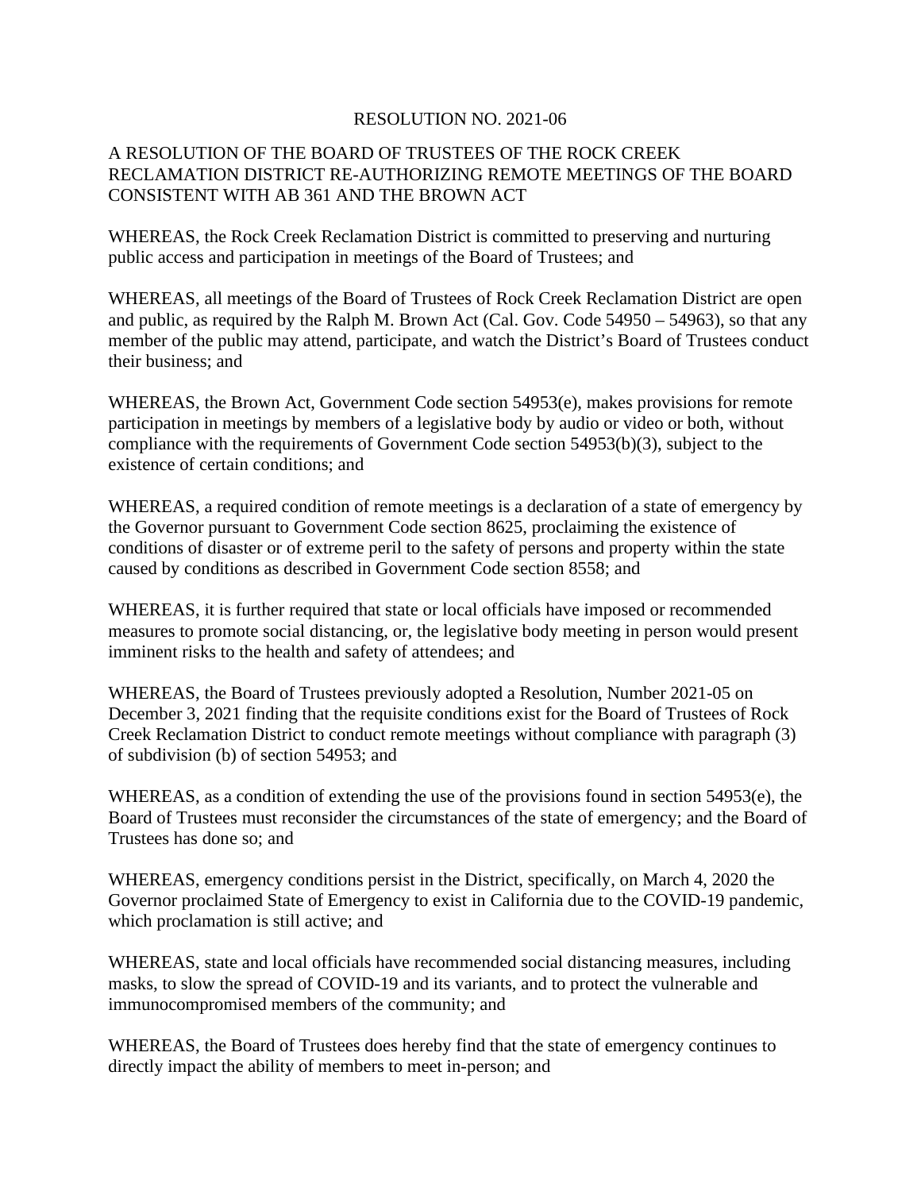RESOLUTION NO. 2021-06

A RESOLUTION OF THE BOARD OF TRUSTEES OF THE ROCK CREEK RECLAMATION DISTRICT RE-AUTHORIZING REMOTE MEETINGS OF THE BOARD CONSISTENT WITH AB 361 AND THE BROWN ACT

WHEREAS, the Rock Creek Reclamation District is committed to preserving and nurturing public access and participation in meetings of the Board of Trustees; and

WHEREAS, all meetings of the Board of Trustees of Rock Creek Reclamation District are open and public, as required by the Ralph M. Brown Act (Cal. Gov. Code 54950 – 54963), so that any member of the public may attend, participate, and watch the District's Board of Trustees conduct their business; and

WHEREAS, the Brown Act, Government Code section 54953(e), makes provisions for remote participation in meetings by members of a legislative body by audio or video or both, without compliance with the requirements of Government Code section 54953(b)(3), subject to the existence of certain conditions; and

WHEREAS, a required condition of remote meetings is a declaration of a state of emergency by the Governor pursuant to Government Code section 8625, proclaiming the existence of conditions of disaster or of extreme peril to the safety of persons and property within the state caused by conditions as described in Government Code section 8558; and

WHEREAS, it is further required that state or local officials have imposed or recommended measures to promote social distancing, or, the legislative body meeting in person would present imminent risks to the health and safety of attendees; and

WHEREAS, the Board of Trustees previously adopted a Resolution, Number 2021-05 on December 3, 2021 finding that the requisite conditions exist for the Board of Trustees of Rock Creek Reclamation District to conduct remote meetings without compliance with paragraph (3) of subdivision (b) of section 54953; and

WHEREAS, as a condition of extending the use of the provisions found in section 54953(e), the Board of Trustees must reconsider the circumstances of the state of emergency; and the Board of Trustees has done so; and

WHEREAS, emergency conditions persist in the District, specifically, on March 4, 2020 the Governor proclaimed State of Emergency to exist in California due to the COVID-19 pandemic, which proclamation is still active; and

WHEREAS, state and local officials have recommended social distancing measures, including masks, to slow the spread of COVID-19 and its variants, and to protect the vulnerable and immunocompromised members of the community; and

WHEREAS, the Board of Trustees does hereby find that the state of emergency continues to directly impact the ability of members to meet in-person; and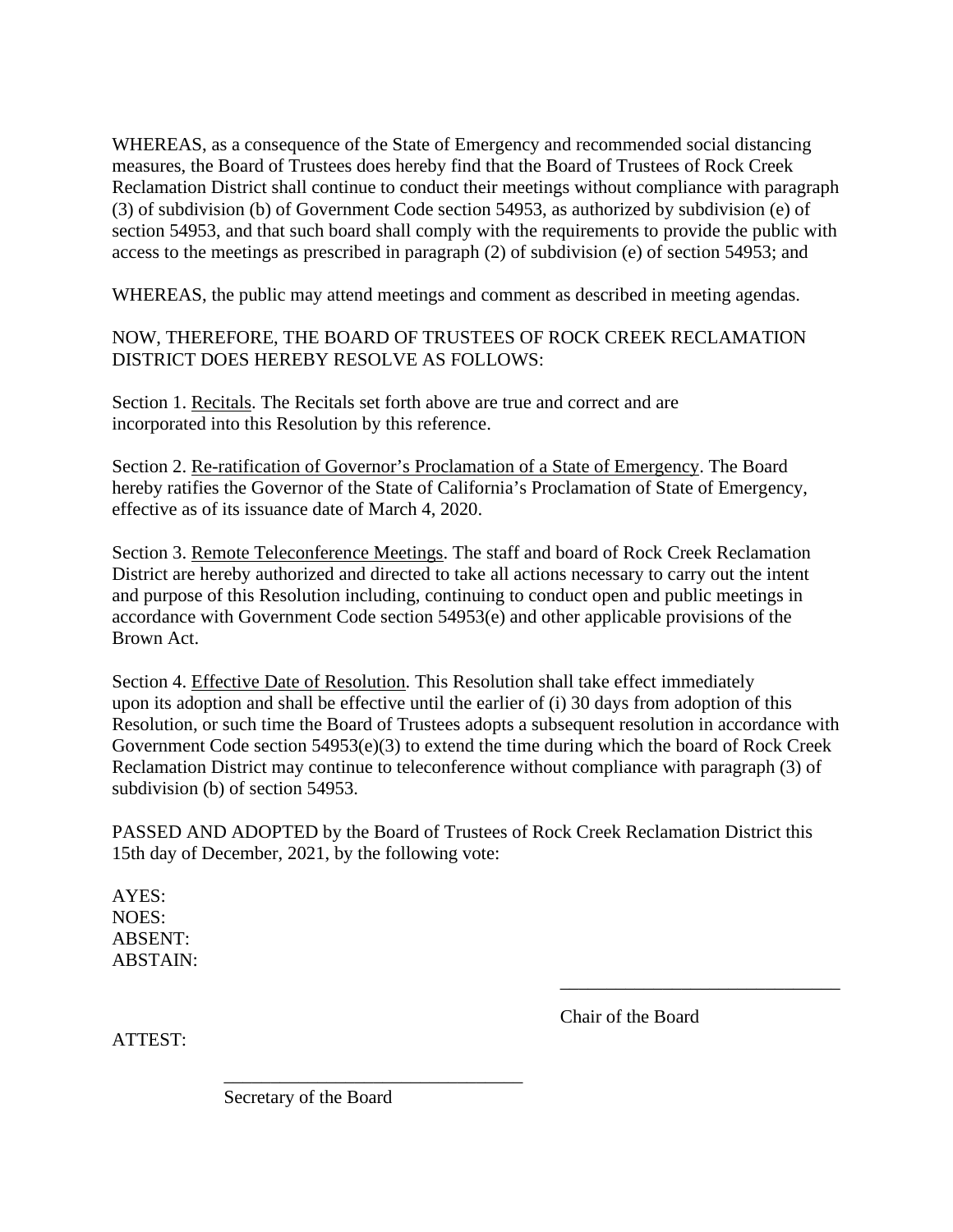WHEREAS, as a consequence of the State of Emergency and recommended social distancing measures, the Board of Trustees does hereby find that the Board of Trustees of Rock Creek Reclamation District shall continue to conduct their meetings without compliance with paragraph (3) of subdivision (b) of Government Code section 54953, as authorized by subdivision (e) of section 54953, and that such board shall comply with the requirements to provide the public with access to the meetings as prescribed in paragraph (2) of subdivision (e) of section 54953; and

WHEREAS, the public may attend meetings and comment as described in meeting agendas.

NOW, THEREFORE, THE BOARD OF TRUSTEES OF ROCK CREEK RECLAMATION DISTRICT DOES HEREBY RESOLVE AS FOLLOWS:

Section 1. Recitals. The Recitals set forth above are true and correct and are incorporated into this Resolution by this reference.

Section 2. Re-ratification of Governor's Proclamation of a State of Emergency. The Board hereby ratifies the Governor of the State of California's Proclamation of State of Emergency, effective as of its issuance date of March 4, 2020.

Section 3. Remote Teleconference Meetings. The staff and board of Rock Creek Reclamation District are hereby authorized and directed to take all actions necessary to carry out the intent and purpose of this Resolution including, continuing to conduct open and public meetings in accordance with Government Code section 54953(e) and other applicable provisions of the Brown Act.

Section 4. Effective Date of Resolution. This Resolution shall take effect immediately upon its adoption and shall be effective until the earlier of (i) 30 days from adoption of this Resolution, or such time the Board of Trustees adopts a subsequent resolution in accordance with Government Code section 54953(e)(3) to extend the time during which the board of Rock Creek Reclamation District may continue to teleconference without compliance with paragraph (3) of subdivision (b) of section 54953.

PASSED AND ADOPTED by the Board of Trustees of Rock Creek Reclamation District this 15th day of December, 2021, by the following vote:

AYES:
NOES:
ABSENT:
ABSTAIN:

______________________________
Chair of the Board

ATTEST:

______________________________
Secretary of the Board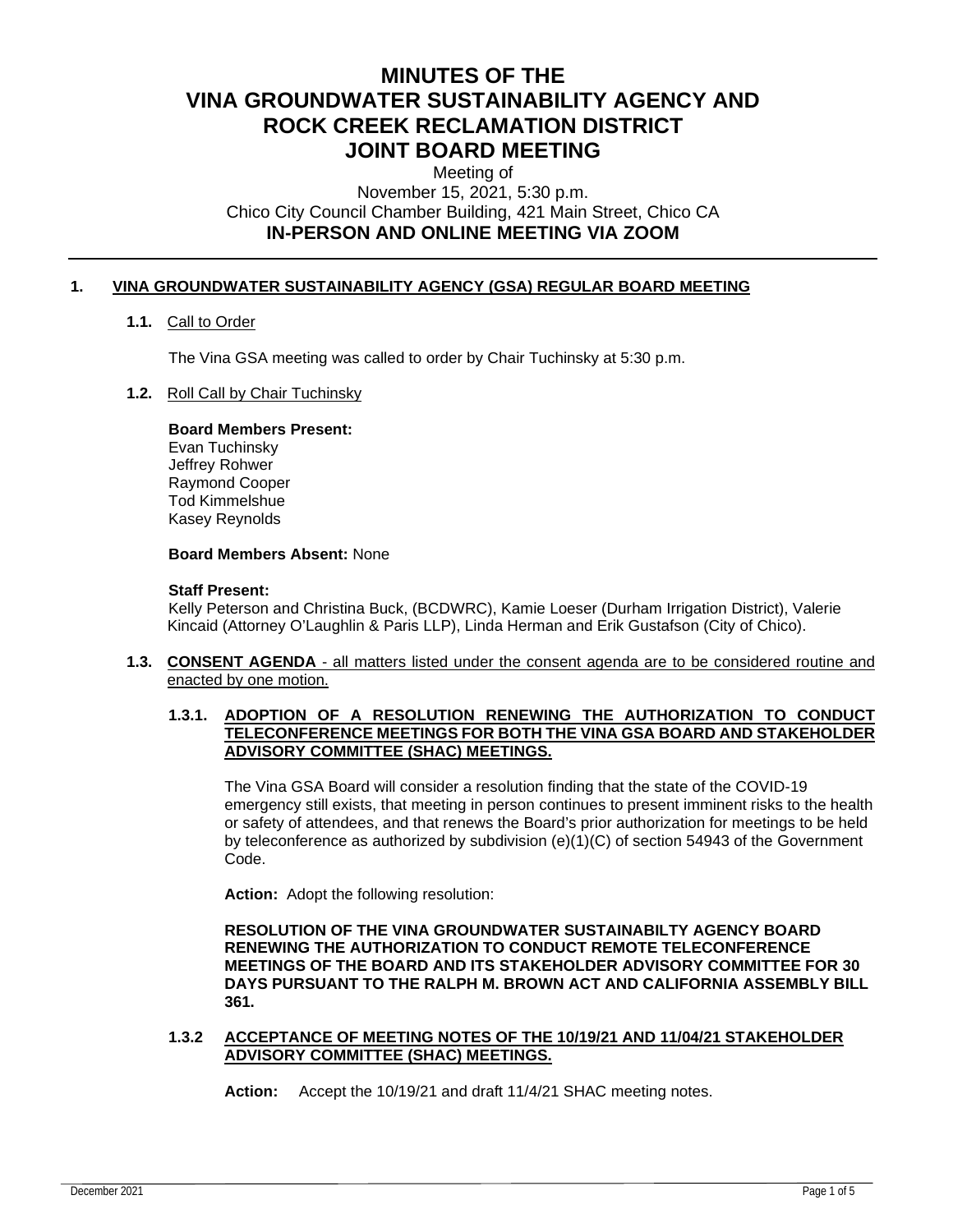# MINUTES OF THE VINA GROUNDWATER SUSTAINABILITY AGENCY AND ROCK CREEK RECLAMATION DISTRICT JOINT BOARD MEETING

Meeting of
November 15, 2021, 5:30 p.m.
Chico City Council Chamber Building, 421 Main Street, Chico CA
**IN-PERSON AND ONLINE MEETING VIA ZOOM**

---

## 1. VINA GROUNDWATER SUSTAINABILITY AGENCY (GSA) REGULAR BOARD MEETING

**1.1.** Call to Order

The Vina GSA meeting was called to order by Chair Tuchinsky at 5:30 p.m.

**1.2.** Roll Call by Chair Tuchinsky

**Board Members Present:**
Evan Tuchinsky
Jeffrey Rohwer
Raymond Cooper
Tod Kimmelshue
Kasey Reynolds

**Board Members Absent:** None

**Staff Present:**
Kelly Peterson and Christina Buck, (BCDWRC), Kamie Loeser (Durham Irrigation District), Valerie Kincaid (Attorney O'Laughlin & Paris LLP), Linda Herman and Erik Gustafson (City of Chico).

**1.3. CONSENT AGENDA** - all matters listed under the consent agenda are to be considered routine and enacted by one motion.

**1.3.1. ADOPTION OF A RESOLUTION RENEWING THE AUTHORIZATION TO CONDUCT TELECONFERENCE MEETINGS FOR BOTH THE VINA GSA BOARD AND STAKEHOLDER ADVISORY COMMITTEE (SHAC) MEETINGS.**

The Vina GSA Board will consider a resolution finding that the state of the COVID-19 emergency still exists, that meeting in person continues to present imminent risks to the health or safety of attendees, and that renews the Board's prior authorization for meetings to be held by teleconference as authorized by subdivision (e)(1)(C) of section 54943 of the Government Code.

**Action:** Adopt the following resolution:

**RESOLUTION OF THE VINA GROUNDWATER SUSTAINABILTY AGENCY BOARD RENEWING THE AUTHORIZATION TO CONDUCT REMOTE TELECONFERENCE MEETINGS OF THE BOARD AND ITS STAKEHOLDER ADVISORY COMMITTEE FOR 30 DAYS PURSUANT TO THE RALPH M. BROWN ACT AND CALIFORNIA ASSEMBLY BILL 361.**

**1.3.2 ACCEPTANCE OF MEETING NOTES OF THE 10/19/21 AND 11/04/21 STAKEHOLDER ADVISORY COMMITTEE (SHAC) MEETINGS.**

**Action:** Accept the 10/19/21 and draft 11/4/21 SHAC meeting notes.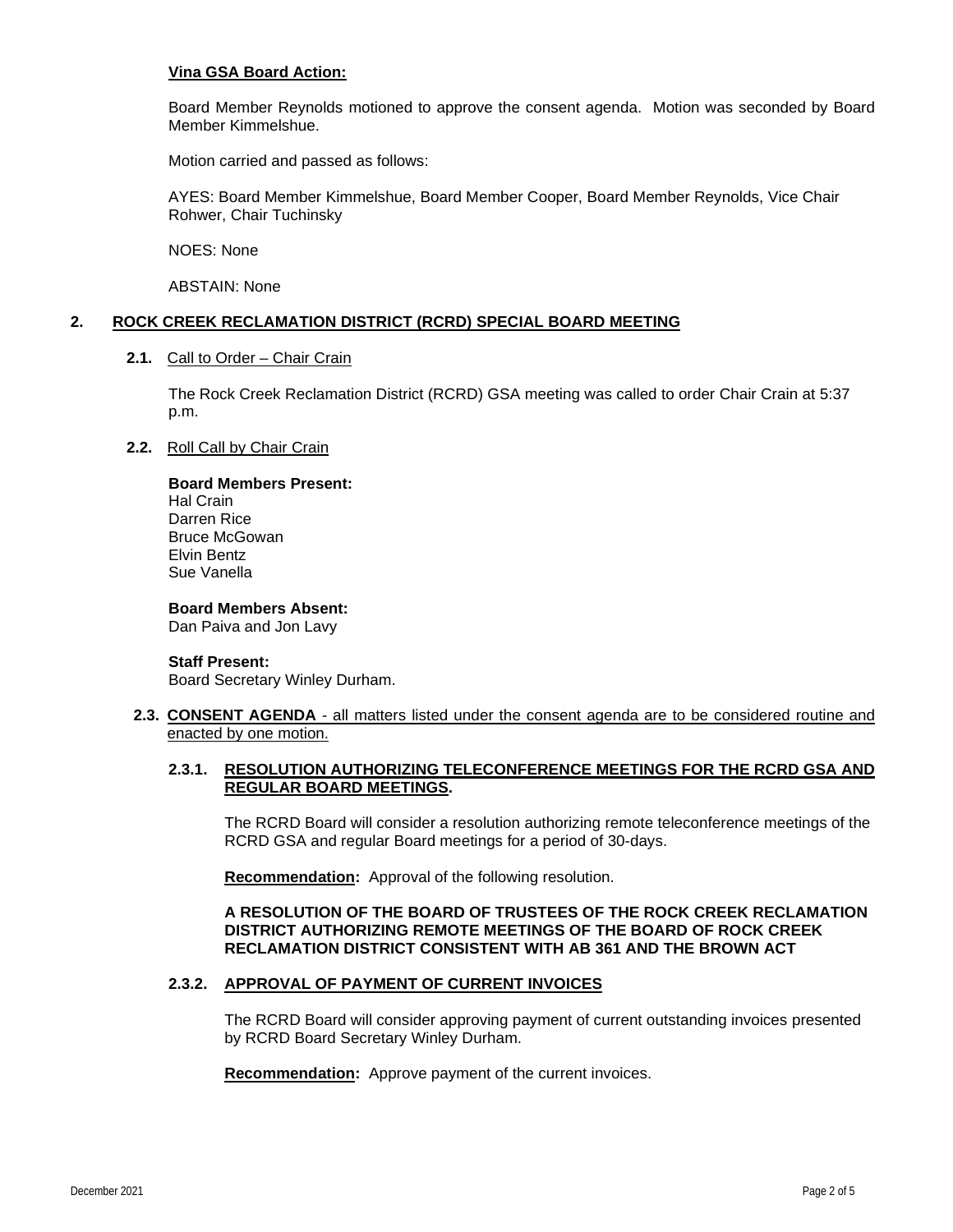**Vina GSA Board Action:**

Board Member Reynolds motioned to approve the consent agenda. Motion was seconded by Board Member Kimmelshue.

Motion carried and passed as follows:

AYES: Board Member Kimmelshue, Board Member Cooper, Board Member Reynolds, Vice Chair Rohwer, Chair Tuchinsky

NOES: None

ABSTAIN: None

## 2. ROCK CREEK RECLAMATION DISTRICT (RCRD) SPECIAL BOARD MEETING

**2.1.** Call to Order – Chair Crain

The Rock Creek Reclamation District (RCRD) GSA meeting was called to order Chair Crain at 5:37 p.m.

**2.2.** Roll Call by Chair Crain

**Board Members Present:**
Hal Crain
Darren Rice
Bruce McGowan
Elvin Bentz
Sue Vanella

**Board Members Absent:**
Dan Paiva and Jon Lavy

**Staff Present:**
Board Secretary Winley Durham.

**2.3. CONSENT AGENDA** - all matters listed under the consent agenda are to be considered routine and enacted by one motion.

**2.3.1. RESOLUTION AUTHORIZING TELECONFERENCE MEETINGS FOR THE RCRD GSA AND REGULAR BOARD MEETINGS.**

The RCRD Board will consider a resolution authorizing remote teleconference meetings of the RCRD GSA and regular Board meetings for a period of 30-days.

**Recommendation:** Approval of the following resolution.

**A RESOLUTION OF THE BOARD OF TRUSTEES OF THE ROCK CREEK RECLAMATION DISTRICT AUTHORIZING REMOTE MEETINGS OF THE BOARD OF ROCK CREEK RECLAMATION DISTRICT CONSISTENT WITH AB 361 AND THE BROWN ACT**

**2.3.2. APPROVAL OF PAYMENT OF CURRENT INVOICES**

The RCRD Board will consider approving payment of current outstanding invoices presented by RCRD Board Secretary Winley Durham.

**Recommendation:** Approve payment of the current invoices.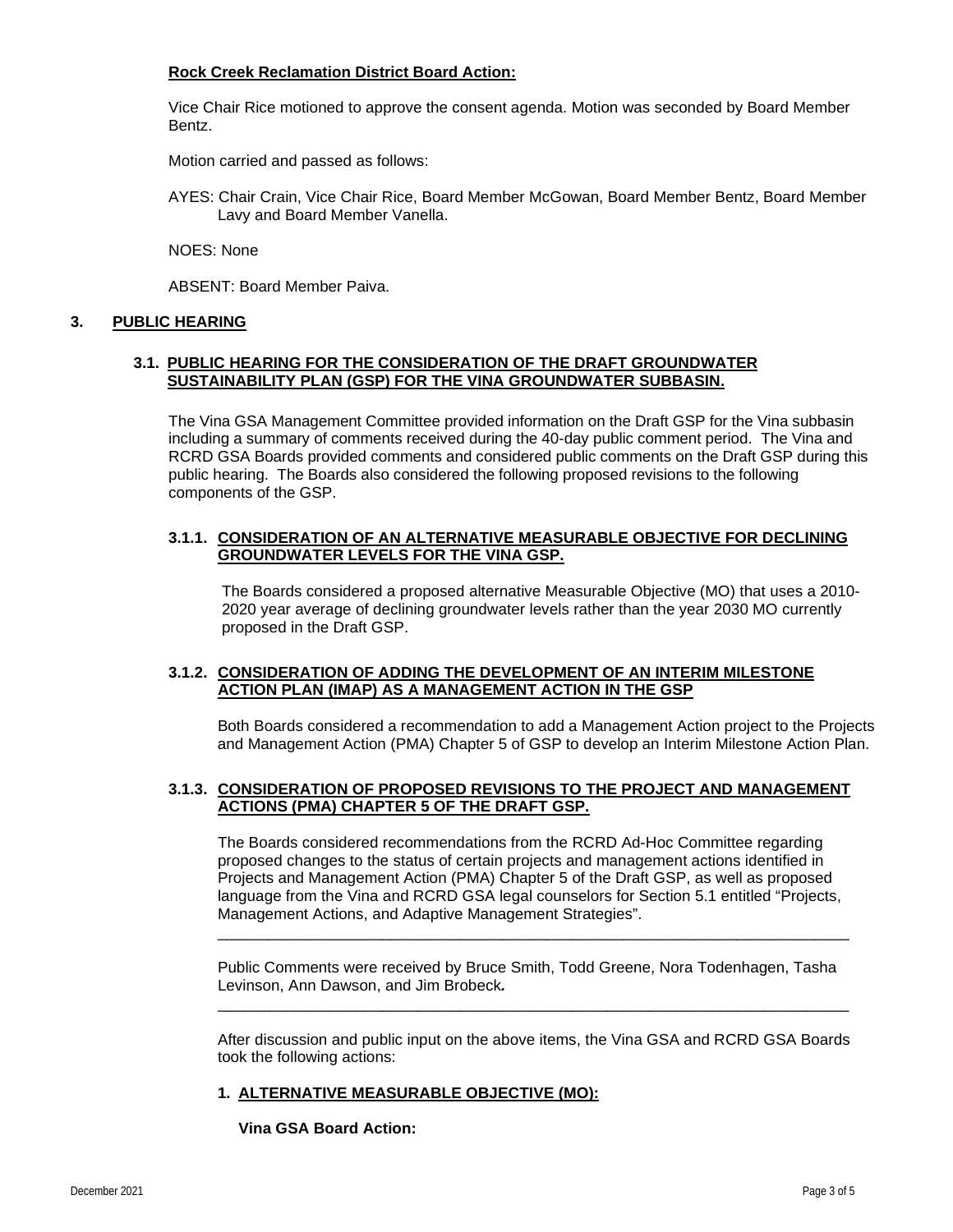**Rock Creek Reclamation District Board Action:**

Vice Chair Rice motioned to approve the consent agenda. Motion was seconded by Board Member Bentz.

Motion carried and passed as follows:

AYES: Chair Crain, Vice Chair Rice, Board Member McGowan, Board Member Bentz, Board Member Lavy and Board Member Vanella.

NOES: None

ABSENT: Board Member Paiva.

## 3. PUBLIC HEARING

### 3.1. PUBLIC HEARING FOR THE CONSIDERATION OF THE DRAFT GROUNDWATER SUSTAINABILITY PLAN (GSP) FOR THE VINA GROUNDWATER SUBBASIN.

The Vina GSA Management Committee provided information on the Draft GSP for the Vina subbasin including a summary of comments received during the 40-day public comment period. The Vina and RCRD GSA Boards provided comments and considered public comments on the Draft GSP during this public hearing. The Boards also considered the following proposed revisions to the following components of the GSP.

#### 3.1.1. CONSIDERATION OF AN ALTERNATIVE MEASURABLE OBJECTIVE FOR DECLINING GROUNDWATER LEVELS FOR THE VINA GSP.

The Boards considered a proposed alternative Measurable Objective (MO) that uses a 2010-2020 year average of declining groundwater levels rather than the year 2030 MO currently proposed in the Draft GSP.

#### 3.1.2. CONSIDERATION OF ADDING THE DEVELOPMENT OF AN INTERIM MILESTONE ACTION PLAN (IMAP) AS A MANAGEMENT ACTION IN THE GSP

Both Boards considered a recommendation to add a Management Action project to the Projects and Management Action (PMA) Chapter 5 of GSP to develop an Interim Milestone Action Plan.

#### 3.1.3. CONSIDERATION OF PROPOSED REVISIONS TO THE PROJECT AND MANAGEMENT ACTIONS (PMA) CHAPTER 5 OF THE DRAFT GSP.

The Boards considered recommendations from the RCRD Ad-Hoc Committee regarding proposed changes to the status of certain projects and management actions identified in Projects and Management Action (PMA) Chapter 5 of the Draft GSP, as well as proposed language from the Vina and RCRD GSA legal counselors for Section 5.1 entitled "Projects, Management Actions, and Adaptive Management Strategies".

---

Public Comments were received by Bruce Smith, Todd Greene, Nora Todenhagen, Tasha Levinson, Ann Dawson, and Jim Brobeck**.**

---

After discussion and public input on the above items, the Vina GSA and RCRD GSA Boards took the following actions:

1. **ALTERNATIVE MEASURABLE OBJECTIVE (MO):**

   **Vina GSA Board Action:**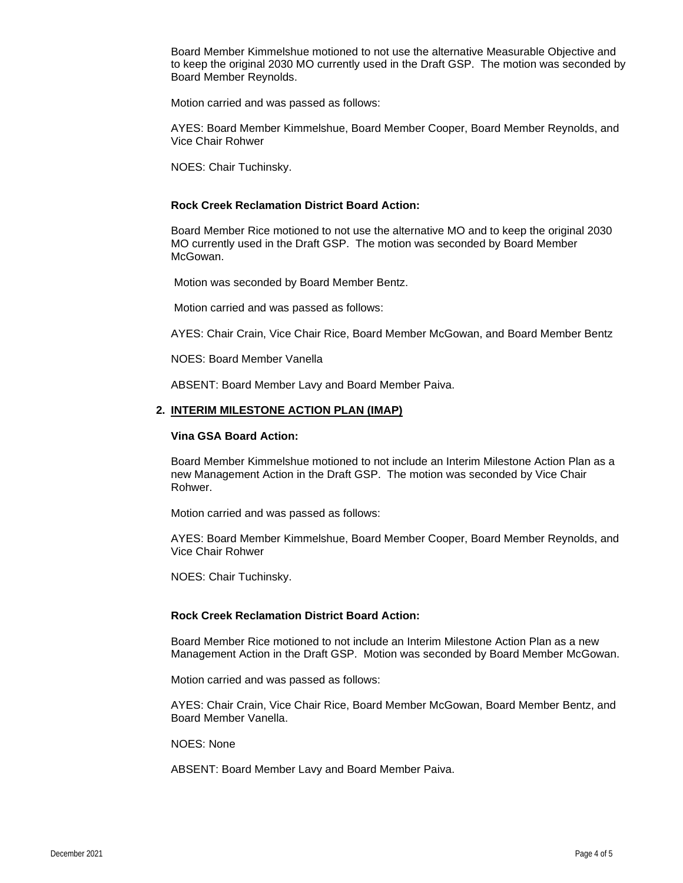Board Member Kimmelshue motioned to not use the alternative Measurable Objective and to keep the original 2030 MO currently used in the Draft GSP. The motion was seconded by Board Member Reynolds.

Motion carried and was passed as follows:

AYES: Board Member Kimmelshue, Board Member Cooper, Board Member Reynolds, and Vice Chair Rohwer

NOES: Chair Tuchinsky.

**Rock Creek Reclamation District Board Action:**

Board Member Rice motioned to not use the alternative MO and to keep the original 2030 MO currently used in the Draft GSP. The motion was seconded by Board Member McGowan.

Motion was seconded by Board Member Bentz.

Motion carried and was passed as follows:

AYES: Chair Crain, Vice Chair Rice, Board Member McGowan, and Board Member Bentz

NOES: Board Member Vanella

ABSENT: Board Member Lavy and Board Member Paiva.

## 2. INTERIM MILESTONE ACTION PLAN (IMAP)

**Vina GSA Board Action:**

Board Member Kimmelshue motioned to not include an Interim Milestone Action Plan as a new Management Action in the Draft GSP. The motion was seconded by Vice Chair Rohwer.

Motion carried and was passed as follows:

AYES: Board Member Kimmelshue, Board Member Cooper, Board Member Reynolds, and Vice Chair Rohwer

NOES: Chair Tuchinsky.

**Rock Creek Reclamation District Board Action:**

Board Member Rice motioned to not include an Interim Milestone Action Plan as a new Management Action in the Draft GSP. Motion was seconded by Board Member McGowan.

Motion carried and was passed as follows:

AYES: Chair Crain, Vice Chair Rice, Board Member McGowan, Board Member Bentz, and Board Member Vanella.

NOES: None

ABSENT: Board Member Lavy and Board Member Paiva.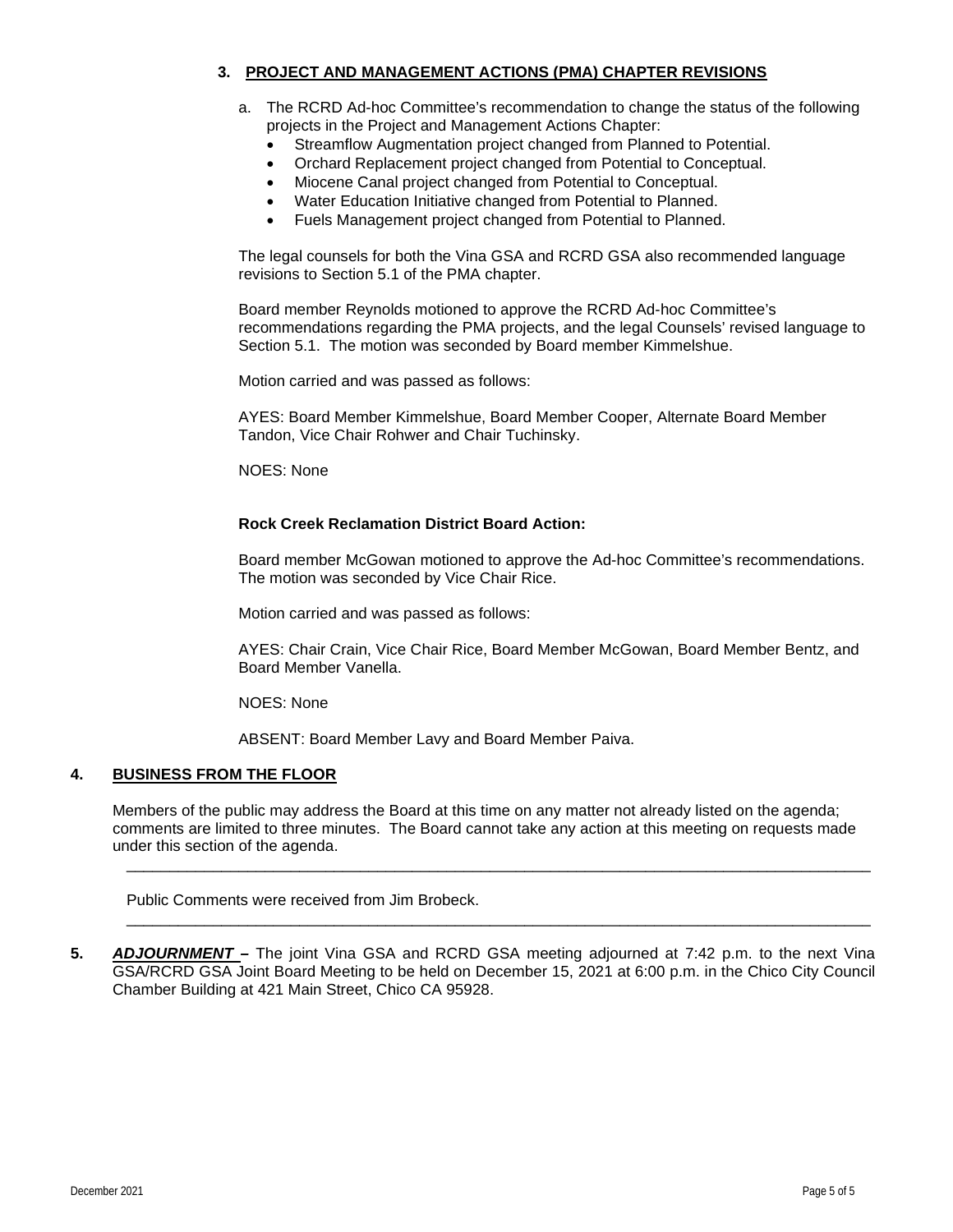### 3. PROJECT AND MANAGEMENT ACTIONS (PMA) CHAPTER REVISIONS

a. The RCRD Ad-hoc Committee's recommendation to change the status of the following projects in the Project and Management Actions Chapter:
   - Streamflow Augmentation project changed from Planned to Potential.
   - Orchard Replacement project changed from Potential to Conceptual.
   - Miocene Canal project changed from Potential to Conceptual.
   - Water Education Initiative changed from Potential to Planned.
   - Fuels Management project changed from Potential to Planned.

The legal counsels for both the Vina GSA and RCRD GSA also recommended language revisions to Section 5.1 of the PMA chapter.

Board member Reynolds motioned to approve the RCRD Ad-hoc Committee's recommendations regarding the PMA projects, and the legal Counsels' revised language to Section 5.1. The motion was seconded by Board member Kimmelshue.

Motion carried and was passed as follows:

AYES: Board Member Kimmelshue, Board Member Cooper, Alternate Board Member Tandon, Vice Chair Rohwer and Chair Tuchinsky.

NOES: None

**Rock Creek Reclamation District Board Action:**

Board member McGowan motioned to approve the Ad-hoc Committee's recommendations. The motion was seconded by Vice Chair Rice.

Motion carried and was passed as follows:

AYES: Chair Crain, Vice Chair Rice, Board Member McGowan, Board Member Bentz, and Board Member Vanella.

NOES: None

ABSENT: Board Member Lavy and Board Member Paiva.

### 4. BUSINESS FROM THE FLOOR

Members of the public may address the Board at this time on any matter not already listed on the agenda; comments are limited to three minutes. The Board cannot take any action at this meeting on requests made under this section of the agenda.

---

Public Comments were received from Jim Brobeck.

---

**5.** ***ADJOURNMENT*** **–** The joint Vina GSA and RCRD GSA meeting adjourned at 7:42 p.m. to the next Vina GSA/RCRD GSA Joint Board Meeting to be held on December 15, 2021 at 6:00 p.m. in the Chico City Council Chamber Building at 421 Main Street, Chico CA 95928.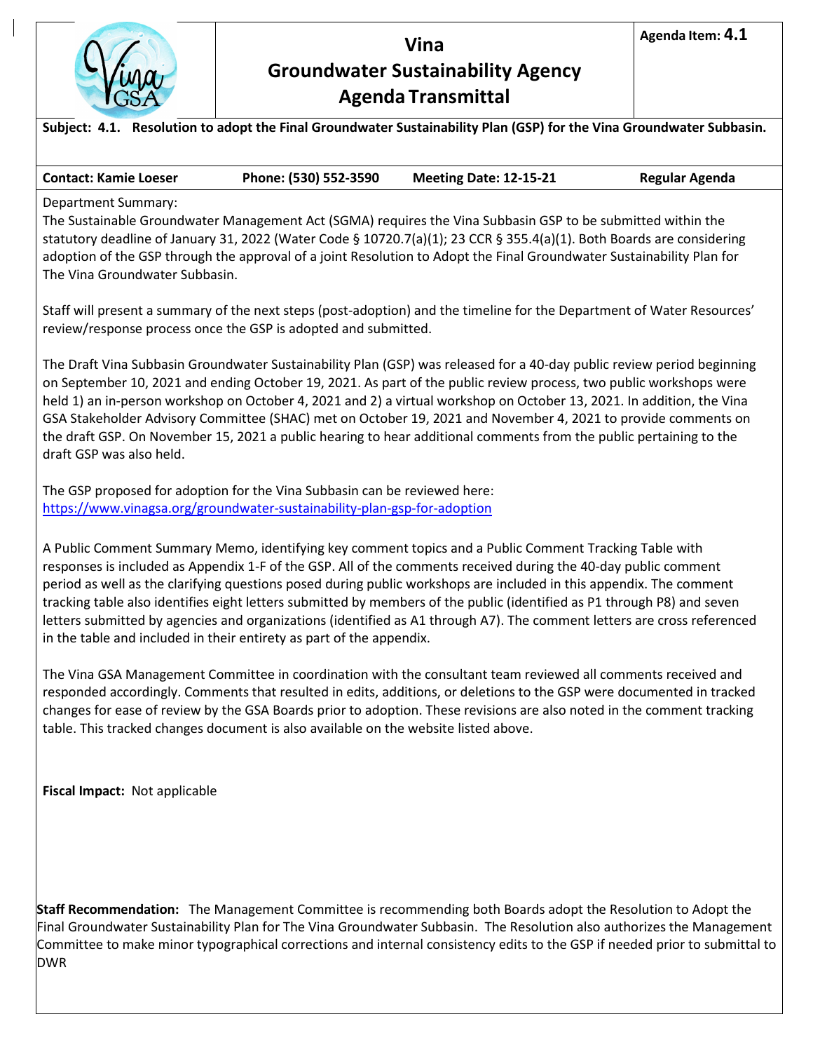# Vina Groundwater Sustainability Agency Agenda Transmittal

**Agenda Item: 4.1**

**Subject: 4.1. Resolution to adopt the Final Groundwater Sustainability Plan (GSP) for the Vina Groundwater Subbasin.**

| **Contact: Kamie Loeser** | **Phone: (530) 552-3590** | **Meeting Date: 12-15-21** | **Regular Agenda** |
|---|---|---|---|

Department Summary:

The Sustainable Groundwater Management Act (SGMA) requires the Vina Subbasin GSP to be submitted within the statutory deadline of January 31, 2022 (Water Code § 10720.7(a)(1); 23 CCR § 355.4(a)(1). Both Boards are considering adoption of the GSP through the approval of a joint Resolution to Adopt the Final Groundwater Sustainability Plan for The Vina Groundwater Subbasin.

Staff will present a summary of the next steps (post-adoption) and the timeline for the Department of Water Resources' review/response process once the GSP is adopted and submitted.

The Draft Vina Subbasin Groundwater Sustainability Plan (GSP) was released for a 40-day public review period beginning on September 10, 2021 and ending October 19, 2021. As part of the public review process, two public workshops were held 1) an in-person workshop on October 4, 2021 and 2) a virtual workshop on October 13, 2021. In addition, the Vina GSA Stakeholder Advisory Committee (SHAC) met on October 19, 2021 and November 4, 2021 to provide comments on the draft GSP. On November 15, 2021 a public hearing to hear additional comments from the public pertaining to the draft GSP was also held.

The GSP proposed for adoption for the Vina Subbasin can be reviewed here: https://www.vinagsa.org/groundwater-sustainability-plan-gsp-for-adoption

A Public Comment Summary Memo, identifying key comment topics and a Public Comment Tracking Table with responses is included as Appendix 1-F of the GSP. All of the comments received during the 40-day public comment period as well as the clarifying questions posed during public workshops are included in this appendix. The comment tracking table also identifies eight letters submitted by members of the public (identified as P1 through P8) and seven letters submitted by agencies and organizations (identified as A1 through A7). The comment letters are cross referenced in the table and included in their entirety as part of the appendix.

The Vina GSA Management Committee in coordination with the consultant team reviewed all comments received and responded accordingly. Comments that resulted in edits, additions, or deletions to the GSP were documented in tracked changes for ease of review by the GSA Boards prior to adoption. These revisions are also noted in the comment tracking table. This tracked changes document is also available on the website listed above.

**Fiscal Impact:** Not applicable

**Staff Recommendation:** The Management Committee is recommending both Boards adopt the Resolution to Adopt the Final Groundwater Sustainability Plan for The Vina Groundwater Subbasin. The Resolution also authorizes the Management Committee to make minor typographical corrections and internal consistency edits to the GSP if needed prior to submittal to DWR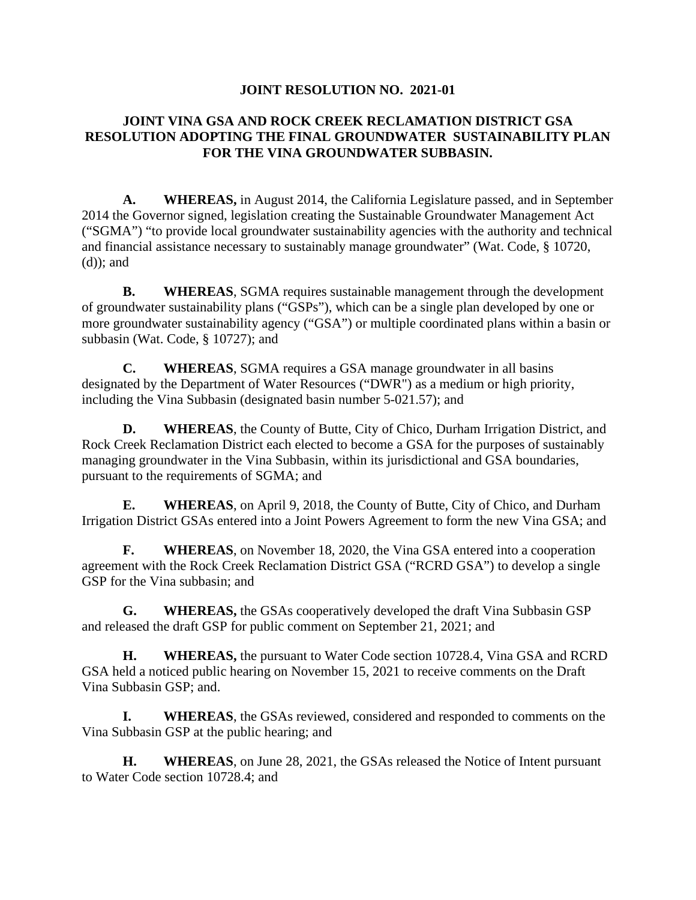**JOINT RESOLUTION NO. 2021-01**

**JOINT VINA GSA AND ROCK CREEK RECLAMATION DISTRICT GSA RESOLUTION ADOPTING THE FINAL GROUNDWATER SUSTAINABILITY PLAN FOR THE VINA GROUNDWATER SUBBASIN.**

**A. WHEREAS,** in August 2014, the California Legislature passed, and in September 2014 the Governor signed, legislation creating the Sustainable Groundwater Management Act ("SGMA") "to provide local groundwater sustainability agencies with the authority and technical and financial assistance necessary to sustainably manage groundwater" (Wat. Code, § 10720, (d)); and

**B. WHEREAS**, SGMA requires sustainable management through the development of groundwater sustainability plans ("GSPs"), which can be a single plan developed by one or more groundwater sustainability agency ("GSA") or multiple coordinated plans within a basin or subbasin (Wat. Code, § 10727); and

**C. WHEREAS**, SGMA requires a GSA manage groundwater in all basins designated by the Department of Water Resources ("DWR") as a medium or high priority, including the Vina Subbasin (designated basin number 5-021.57); and

**D. WHEREAS**, the County of Butte, City of Chico, Durham Irrigation District, and Rock Creek Reclamation District each elected to become a GSA for the purposes of sustainably managing groundwater in the Vina Subbasin, within its jurisdictional and GSA boundaries, pursuant to the requirements of SGMA; and

**E. WHEREAS**, on April 9, 2018, the County of Butte, City of Chico, and Durham Irrigation District GSAs entered into a Joint Powers Agreement to form the new Vina GSA; and

**F. WHEREAS**, on November 18, 2020, the Vina GSA entered into a cooperation agreement with the Rock Creek Reclamation District GSA ("RCRD GSA") to develop a single GSP for the Vina subbasin; and

**G. WHEREAS,** the GSAs cooperatively developed the draft Vina Subbasin GSP and released the draft GSP for public comment on September 21, 2021; and

**H. WHEREAS,** the pursuant to Water Code section 10728.4, Vina GSA and RCRD GSA held a noticed public hearing on November 15, 2021 to receive comments on the Draft Vina Subbasin GSP; and.

**I. WHEREAS**, the GSAs reviewed, considered and responded to comments on the Vina Subbasin GSP at the public hearing; and

**H. WHEREAS**, on June 28, 2021, the GSAs released the Notice of Intent pursuant to Water Code section 10728.4; and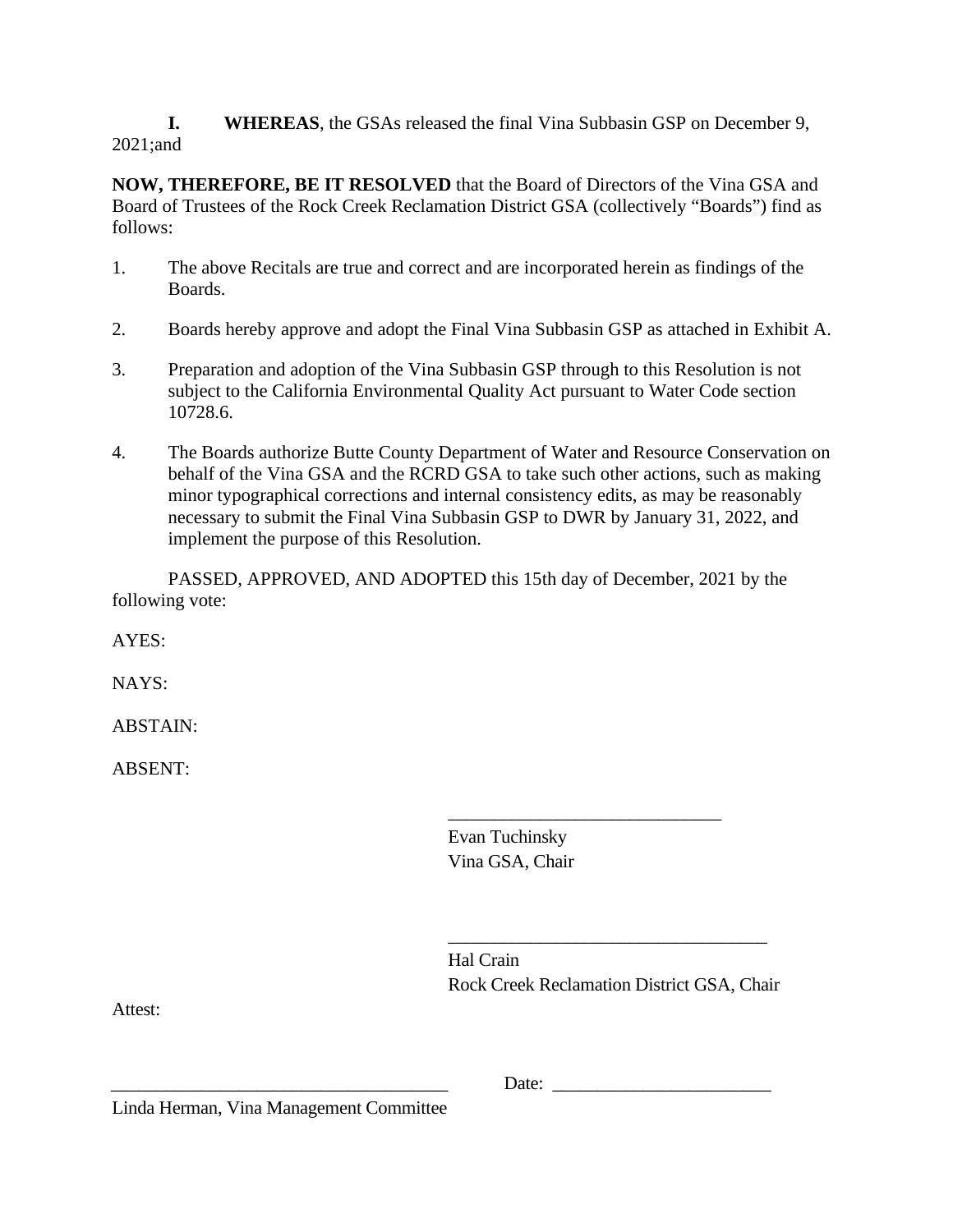**I.** **WHEREAS**, the GSAs released the final Vina Subbasin GSP on December 9, 2021;and

**NOW, THEREFORE, BE IT RESOLVED** that the Board of Directors of the Vina GSA and Board of Trustees of the Rock Creek Reclamation District GSA (collectively "Boards") find as follows:

1. The above Recitals are true and correct and are incorporated herein as findings of the Boards.

2. Boards hereby approve and adopt the Final Vina Subbasin GSP as attached in Exhibit A.

3. Preparation and adoption of the Vina Subbasin GSP through to this Resolution is not subject to the California Environmental Quality Act pursuant to Water Code section 10728.6.

4. The Boards authorize Butte County Department of Water and Resource Conservation on behalf of the Vina GSA and the RCRD GSA to take such other actions, such as making minor typographical corrections and internal consistency edits, as may be reasonably necessary to submit the Final Vina Subbasin GSP to DWR by January 31, 2022, and implement the purpose of this Resolution.

PASSED, APPROVED, AND ADOPTED this 15th day of December, 2021 by the following vote:

AYES:

NAYS:

ABSTAIN:

ABSENT:

\_\_\_\_\_\_\_\_\_\_\_\_\_\_\_\_\_\_\_\_\_\_\_\_\_\_\_\_\_\_
Evan Tuchinsky
Vina GSA, Chair

\_\_\_\_\_\_\_\_\_\_\_\_\_\_\_\_\_\_\_\_\_\_\_\_\_\_\_\_\_\_\_\_\_\_\_
Hal Crain
Rock Creek Reclamation District GSA, Chair

Attest:

\_\_\_\_\_\_\_\_\_\_\_\_\_\_\_\_\_\_\_\_\_\_\_\_\_\_\_\_\_\_\_\_\_\_\_\_\_ Date: \_\_\_\_\_\_\_\_\_\_\_\_\_\_\_\_\_\_\_\_\_\_\_\_
Linda Herman, Vina Management Committee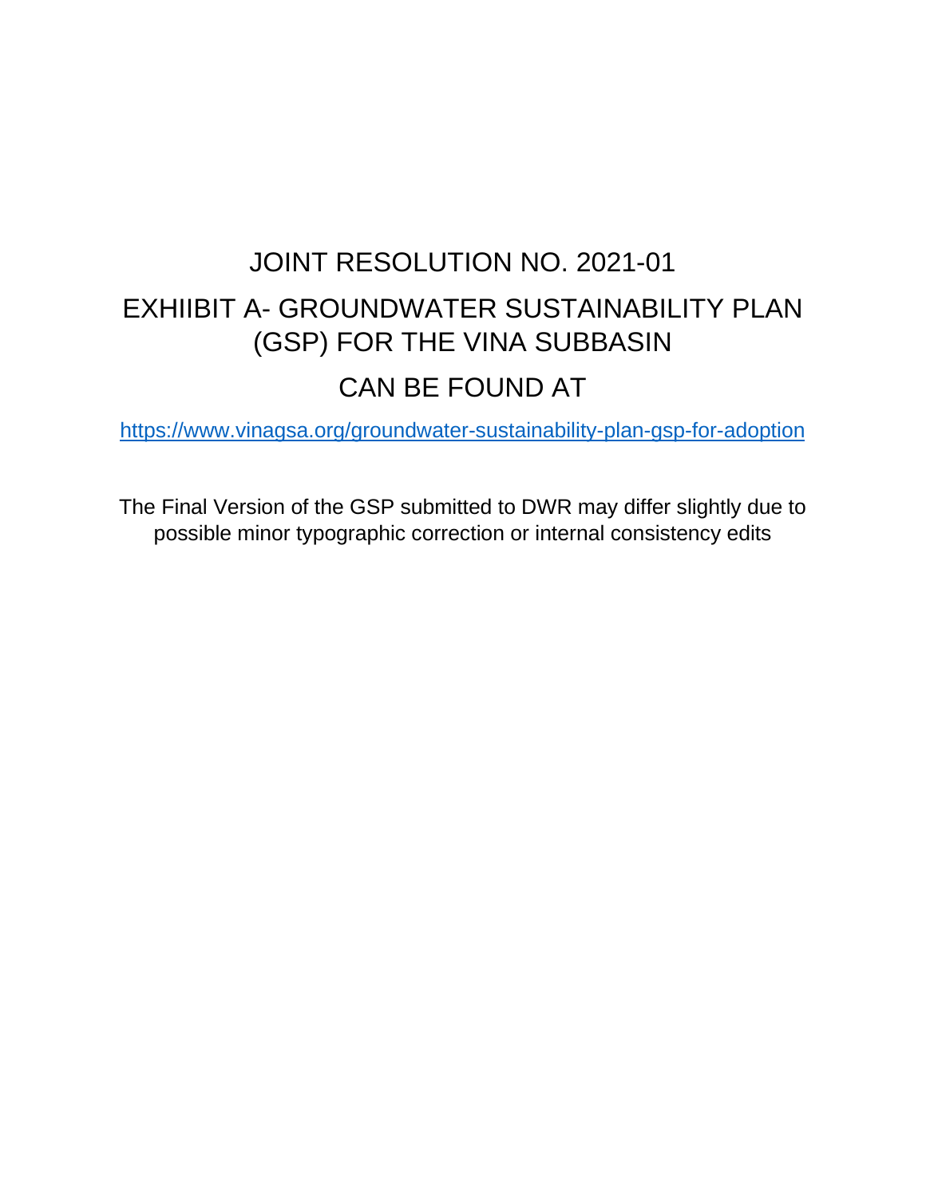# JOINT RESOLUTION NO. 2021-01

# EXHIIBIT A- GROUNDWATER SUSTAINABILITY PLAN (GSP) FOR THE VINA SUBBASIN

# CAN BE FOUND AT

https://www.vinagsa.org/groundwater-sustainability-plan-gsp-for-adoption

The Final Version of the GSP submitted to DWR may differ slightly due to possible minor typographic correction or internal consistency edits